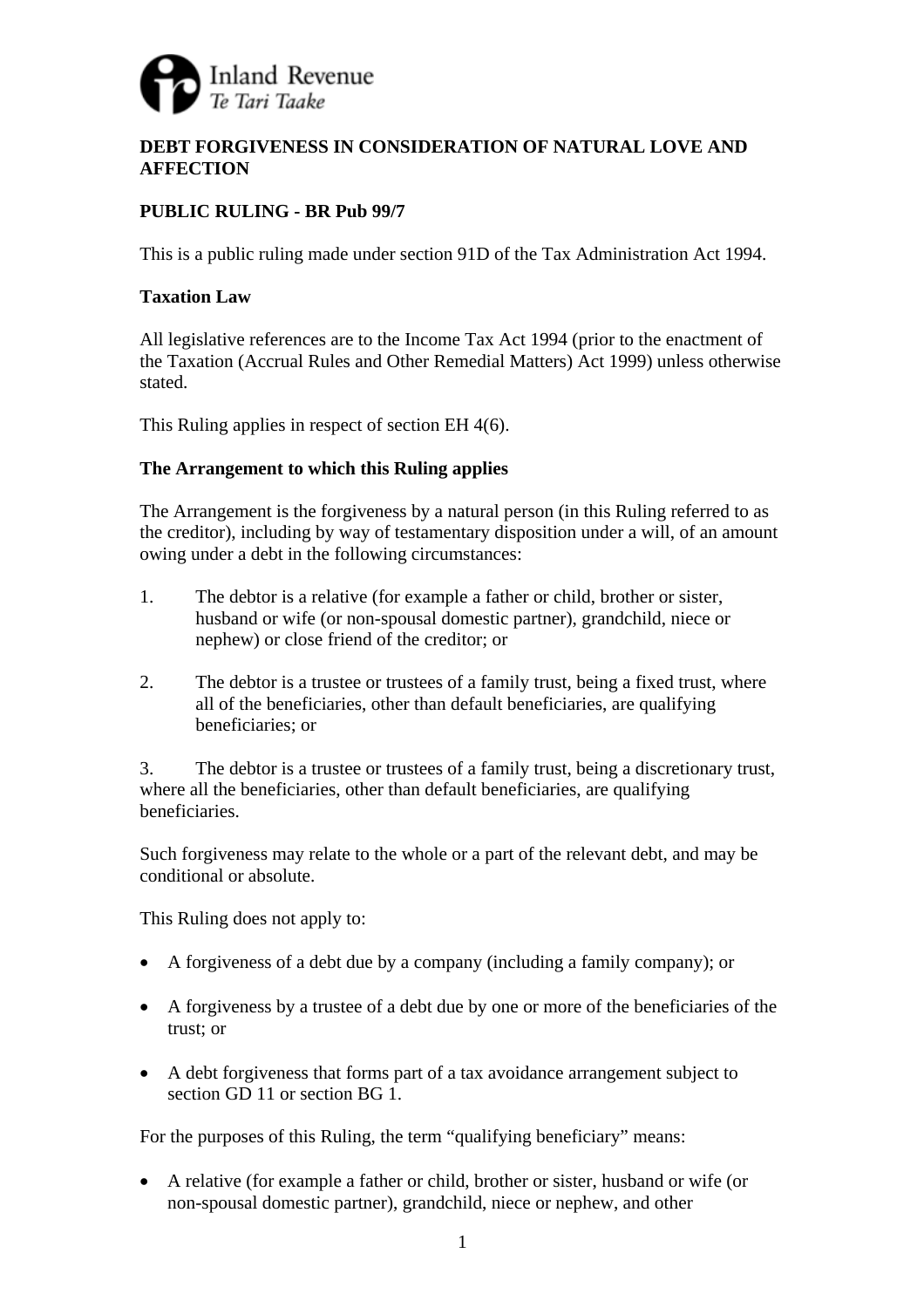Inland Revenue
*Te Tari Taake*

**DEBT FORGIVENESS IN CONSIDERATION OF NATURAL LOVE AND AFFECTION**

**PUBLIC RULING - BR Pub 99/7**

This is a public ruling made under section 91D of the Tax Administration Act 1994.

**Taxation Law**

All legislative references are to the Income Tax Act 1994 (prior to the enactment of the Taxation (Accrual Rules and Other Remedial Matters) Act 1999) unless otherwise stated.

This Ruling applies in respect of section EH 4(6).

**The Arrangement to which this Ruling applies**

The Arrangement is the forgiveness by a natural person (in this Ruling referred to as the creditor), including by way of testamentary disposition under a will, of an amount owing under a debt in the following circumstances:

1. The debtor is a relative (for example a father or child, brother or sister, husband or wife (or non-spousal domestic partner), grandchild, niece or nephew) or close friend of the creditor; or

2. The debtor is a trustee or trustees of a family trust, being a fixed trust, where all of the beneficiaries, other than default beneficiaries, are qualifying beneficiaries; or

3. The debtor is a trustee or trustees of a family trust, being a discretionary trust, where all the beneficiaries, other than default beneficiaries, are qualifying beneficiaries.

Such forgiveness may relate to the whole or a part of the relevant debt, and may be conditional or absolute.

This Ruling does not apply to:

- A forgiveness of a debt due by a company (including a family company); or
- A forgiveness by a trustee of a debt due by one or more of the beneficiaries of the trust; or
- A debt forgiveness that forms part of a tax avoidance arrangement subject to section GD 11 or section BG 1.

For the purposes of this Ruling, the term "qualifying beneficiary" means:

- A relative (for example a father or child, brother or sister, husband or wife (or non-spousal domestic partner), grandchild, niece or nephew, and other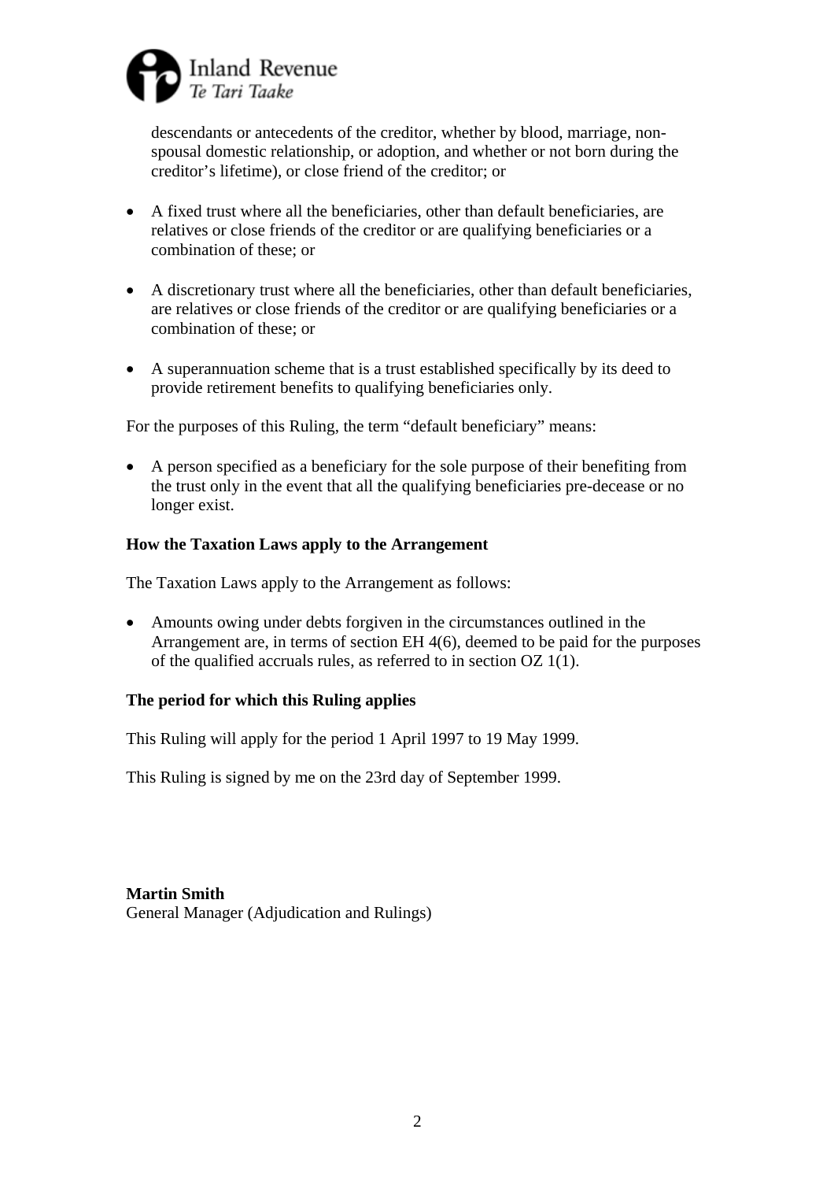descendants or antecedents of the creditor, whether by blood, marriage, non-spousal domestic relationship, or adoption, and whether or not born during the creditor's lifetime), or close friend of the creditor; or

- A fixed trust where all the beneficiaries, other than default beneficiaries, are relatives or close friends of the creditor or are qualifying beneficiaries or a combination of these; or

- A discretionary trust where all the beneficiaries, other than default beneficiaries, are relatives or close friends of the creditor or are qualifying beneficiaries or a combination of these; or

- A superannuation scheme that is a trust established specifically by its deed to provide retirement benefits to qualifying beneficiaries only.

For the purposes of this Ruling, the term "default beneficiary" means:

- A person specified as a beneficiary for the sole purpose of their benefiting from the trust only in the event that all the qualifying beneficiaries pre-decease or no longer exist.

**How the Taxation Laws apply to the Arrangement**

The Taxation Laws apply to the Arrangement as follows:

- Amounts owing under debts forgiven in the circumstances outlined in the Arrangement are, in terms of section EH 4(6), deemed to be paid for the purposes of the qualified accruals rules, as referred to in section OZ 1(1).

**The period for which this Ruling applies**

This Ruling will apply for the period 1 April 1997 to 19 May 1999.

This Ruling is signed by me on the 23rd day of September 1999.

**Martin Smith**
General Manager (Adjudication and Rulings)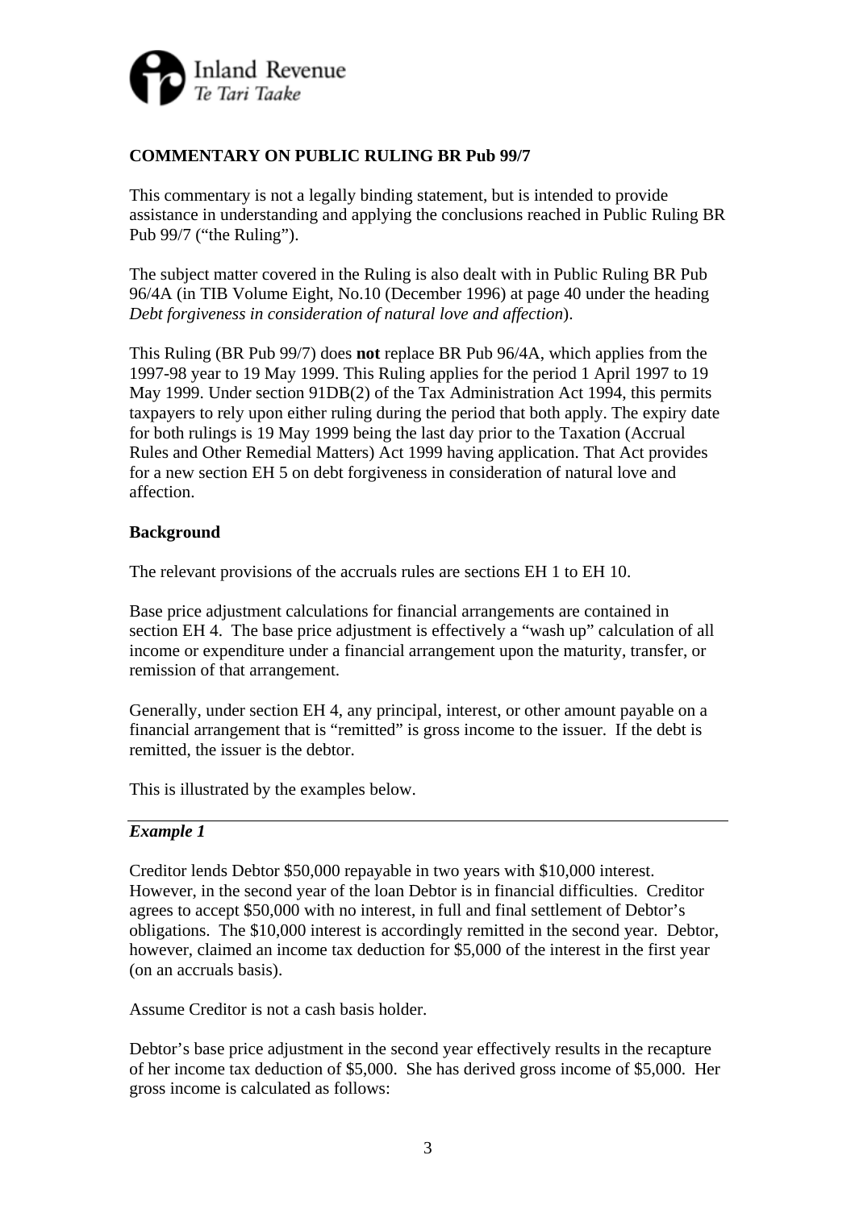## COMMENTARY ON PUBLIC RULING BR Pub 99/7

This commentary is not a legally binding statement, but is intended to provide assistance in understanding and applying the conclusions reached in Public Ruling BR Pub 99/7 ("the Ruling").

The subject matter covered in the Ruling is also dealt with in Public Ruling BR Pub 96/4A (in TIB Volume Eight, No.10 (December 1996) at page 40 under the heading *Debt forgiveness in consideration of natural love and affection*).

This Ruling (BR Pub 99/7) does **not** replace BR Pub 96/4A, which applies from the 1997-98 year to 19 May 1999. This Ruling applies for the period 1 April 1997 to 19 May 1999. Under section 91DB(2) of the Tax Administration Act 1994, this permits taxpayers to rely upon either ruling during the period that both apply. The expiry date for both rulings is 19 May 1999 being the last day prior to the Taxation (Accrual Rules and Other Remedial Matters) Act 1999 having application. That Act provides for a new section EH 5 on debt forgiveness in consideration of natural love and affection.

### Background

The relevant provisions of the accruals rules are sections EH 1 to EH 10.

Base price adjustment calculations for financial arrangements are contained in section EH 4. The base price adjustment is effectively a "wash up" calculation of all income or expenditure under a financial arrangement upon the maturity, transfer, or remission of that arrangement.

Generally, under section EH 4, any principal, interest, or other amount payable on a financial arrangement that is "remitted" is gross income to the issuer. If the debt is remitted, the issuer is the debtor.

This is illustrated by the examples below.

---

***Example 1***

Creditor lends Debtor \$50,000 repayable in two years with \$10,000 interest. However, in the second year of the loan Debtor is in financial difficulties. Creditor agrees to accept \$50,000 with no interest, in full and final settlement of Debtor's obligations. The \$10,000 interest is accordingly remitted in the second year. Debtor, however, claimed an income tax deduction for \$5,000 of the interest in the first year (on an accruals basis).

Assume Creditor is not a cash basis holder.

Debtor's base price adjustment in the second year effectively results in the recapture of her income tax deduction of \$5,000. She has derived gross income of \$5,000. Her gross income is calculated as follows: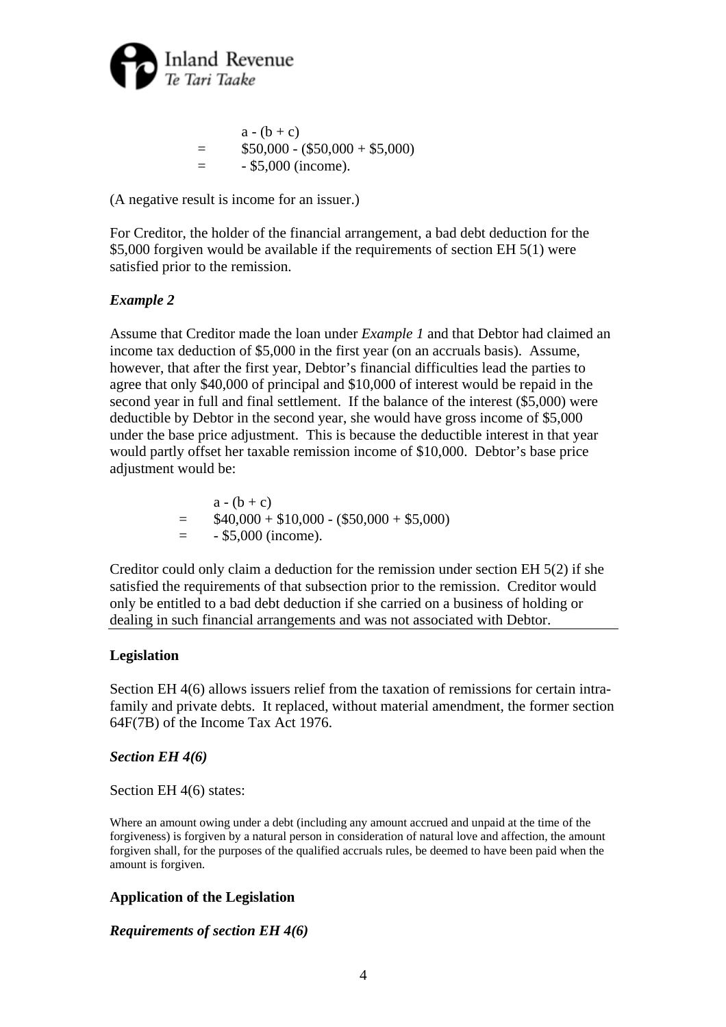$$
\begin{aligned}
& a - (b + c) \\
= \quad & \$50{,}000 - (\$50{,}000 + \$5{,}000) \\
= \quad & - \$5{,}000 \text{ (income).}
\end{aligned}
$$

(A negative result is income for an issuer.)

For Creditor, the holder of the financial arrangement, a bad debt deduction for the \$5,000 forgiven would be available if the requirements of section EH 5(1) were satisfied prior to the remission.

### *Example 2*

Assume that Creditor made the loan under *Example 1* and that Debtor had claimed an income tax deduction of \$5,000 in the first year (on an accruals basis). Assume, however, that after the first year, Debtor's financial difficulties lead the parties to agree that only \$40,000 of principal and \$10,000 of interest would be repaid in the second year in full and final settlement. If the balance of the interest (\$5,000) were deductible by Debtor in the second year, she would have gross income of \$5,000 under the base price adjustment. This is because the deductible interest in that year would partly offset her taxable remission income of \$10,000. Debtor's base price adjustment would be:

$$
\begin{aligned}
& a - (b + c) \\
= \quad & \$40{,}000 + \$10{,}000 - (\$50{,}000 + \$5{,}000) \\
= \quad & - \$5{,}000 \text{ (income).}
\end{aligned}
$$

Creditor could only claim a deduction for the remission under section EH 5(2) if she satisfied the requirements of that subsection prior to the remission. Creditor would only be entitled to a bad debt deduction if she carried on a business of holding or dealing in such financial arrangements and was not associated with Debtor.

## Legislation

Section EH 4(6) allows issuers relief from the taxation of remissions for certain intra-family and private debts. It replaced, without material amendment, the former section 64F(7B) of the Income Tax Act 1976.

### *Section EH 4(6)*

Section EH 4(6) states:

> Where an amount owing under a debt (including any amount accrued and unpaid at the time of the forgiveness) is forgiven by a natural person in consideration of natural love and affection, the amount forgiven shall, for the purposes of the qualified accruals rules, be deemed to have been paid when the amount is forgiven.

## Application of the Legislation

### *Requirements of section EH 4(6)*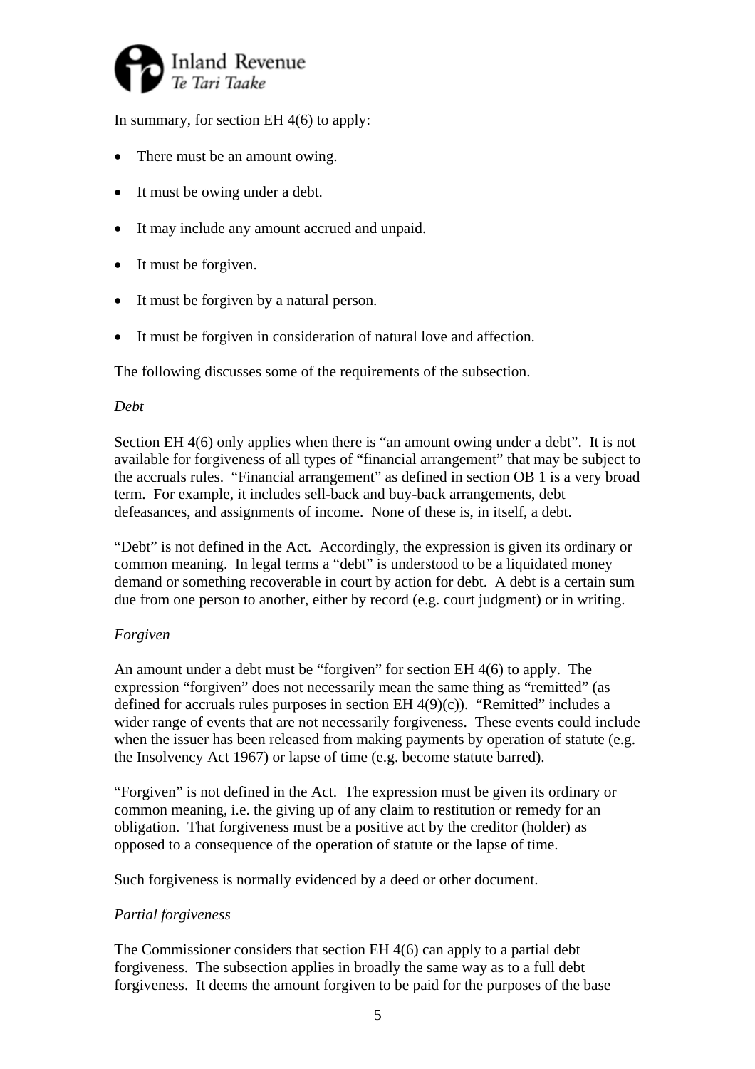In summary, for section EH 4(6) to apply:

- There must be an amount owing.
- It must be owing under a debt.
- It may include any amount accrued and unpaid.
- It must be forgiven.
- It must be forgiven by a natural person.
- It must be forgiven in consideration of natural love and affection.

The following discusses some of the requirements of the subsection.

*Debt*

Section EH 4(6) only applies when there is "an amount owing under a debt". It is not available for forgiveness of all types of "financial arrangement" that may be subject to the accruals rules. "Financial arrangement" as defined in section OB 1 is a very broad term. For example, it includes sell-back and buy-back arrangements, debt defeasances, and assignments of income. None of these is, in itself, a debt.

"Debt" is not defined in the Act. Accordingly, the expression is given its ordinary or common meaning. In legal terms a "debt" is understood to be a liquidated money demand or something recoverable in court by action for debt. A debt is a certain sum due from one person to another, either by record (e.g. court judgment) or in writing.

*Forgiven*

An amount under a debt must be "forgiven" for section EH 4(6) to apply. The expression "forgiven" does not necessarily mean the same thing as "remitted" (as defined for accruals rules purposes in section EH 4(9)(c)). "Remitted" includes a wider range of events that are not necessarily forgiveness. These events could include when the issuer has been released from making payments by operation of statute (e.g. the Insolvency Act 1967) or lapse of time (e.g. become statute barred).

"Forgiven" is not defined in the Act. The expression must be given its ordinary or common meaning, i.e. the giving up of any claim to restitution or remedy for an obligation. That forgiveness must be a positive act by the creditor (holder) as opposed to a consequence of the operation of statute or the lapse of time.

Such forgiveness is normally evidenced by a deed or other document.

*Partial forgiveness*

The Commissioner considers that section EH 4(6) can apply to a partial debt forgiveness. The subsection applies in broadly the same way as to a full debt forgiveness. It deems the amount forgiven to be paid for the purposes of the base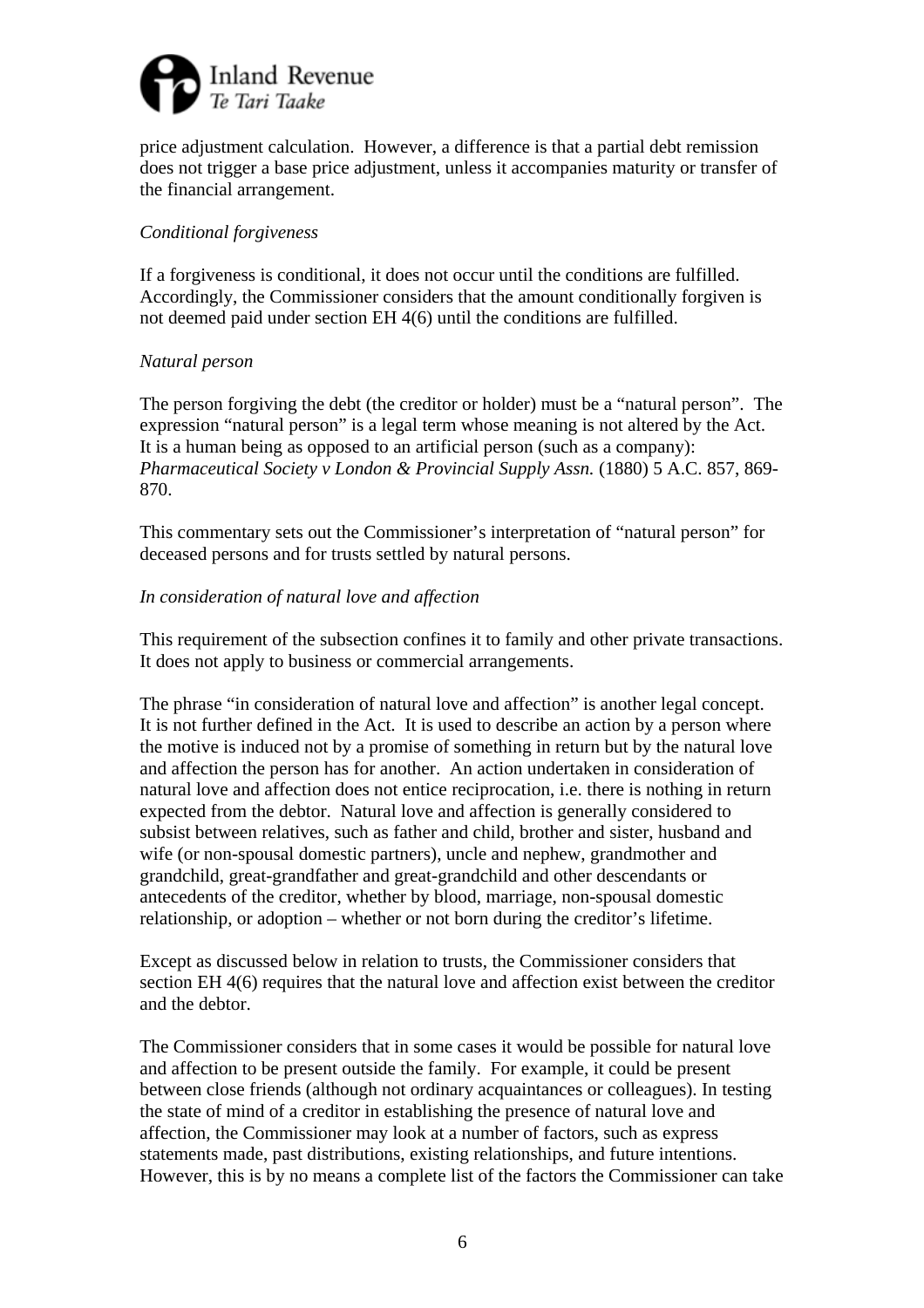price adjustment calculation. However, a difference is that a partial debt remission does not trigger a base price adjustment, unless it accompanies maturity or transfer of the financial arrangement.

*Conditional forgiveness*

If a forgiveness is conditional, it does not occur until the conditions are fulfilled. Accordingly, the Commissioner considers that the amount conditionally forgiven is not deemed paid under section EH 4(6) until the conditions are fulfilled.

*Natural person*

The person forgiving the debt (the creditor or holder) must be a "natural person". The expression "natural person" is a legal term whose meaning is not altered by the Act. It is a human being as opposed to an artificial person (such as a company): *Pharmaceutical Society v London & Provincial Supply Assn.* (1880) 5 A.C. 857, 869-870.

This commentary sets out the Commissioner's interpretation of "natural person" for deceased persons and for trusts settled by natural persons.

*In consideration of natural love and affection*

This requirement of the subsection confines it to family and other private transactions. It does not apply to business or commercial arrangements.

The phrase "in consideration of natural love and affection" is another legal concept. It is not further defined in the Act. It is used to describe an action by a person where the motive is induced not by a promise of something in return but by the natural love and affection the person has for another. An action undertaken in consideration of natural love and affection does not entice reciprocation, i.e. there is nothing in return expected from the debtor. Natural love and affection is generally considered to subsist between relatives, such as father and child, brother and sister, husband and wife (or non-spousal domestic partners), uncle and nephew, grandmother and grandchild, great-grandfather and great-grandchild and other descendants or antecedents of the creditor, whether by blood, marriage, non-spousal domestic relationship, or adoption – whether or not born during the creditor's lifetime.

Except as discussed below in relation to trusts, the Commissioner considers that section EH 4(6) requires that the natural love and affection exist between the creditor and the debtor.

The Commissioner considers that in some cases it would be possible for natural love and affection to be present outside the family. For example, it could be present between close friends (although not ordinary acquaintances or colleagues). In testing the state of mind of a creditor in establishing the presence of natural love and affection, the Commissioner may look at a number of factors, such as express statements made, past distributions, existing relationships, and future intentions. However, this is by no means a complete list of the factors the Commissioner can take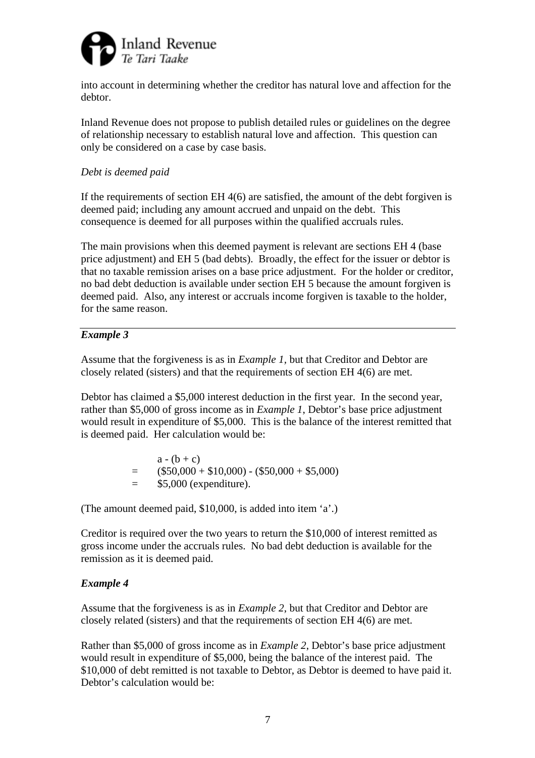into account in determining whether the creditor has natural love and affection for the debtor.

Inland Revenue does not propose to publish detailed rules or guidelines on the degree of relationship necessary to establish natural love and affection. This question can only be considered on a case by case basis.

*Debt is deemed paid*

If the requirements of section EH 4(6) are satisfied, the amount of the debt forgiven is deemed paid; including any amount accrued and unpaid on the debt. This consequence is deemed for all purposes within the qualified accruals rules.

The main provisions when this deemed payment is relevant are sections EH 4 (base price adjustment) and EH 5 (bad debts). Broadly, the effect for the issuer or debtor is that no taxable remission arises on a base price adjustment. For the holder or creditor, no bad debt deduction is available under section EH 5 because the amount forgiven is deemed paid. Also, any interest or accruals income forgiven is taxable to the holder, for the same reason.

---

***Example 3***

Assume that the forgiveness is as in *Example 1*, but that Creditor and Debtor are closely related (sisters) and that the requirements of section EH 4(6) are met.

Debtor has claimed a $5,000 interest deduction in the first year. In the second year, rather than $5,000 of gross income as in *Example 1*, Debtor's base price adjustment would result in expenditure of $5,000. This is the balance of the interest remitted that is deemed paid. Her calculation would be:

$$
\begin{aligned}
& a - (b + c) \\
= \quad & (\$50{,}000 + \$10{,}000) - (\$50{,}000 + \$5{,}000) \\
= \quad & \$5{,}000 \text{ (expenditure).}
\end{aligned}
$$

(The amount deemed paid, $10,000, is added into item 'a'.)

Creditor is required over the two years to return the $10,000 of interest remitted as gross income under the accruals rules. No bad debt deduction is available for the remission as it is deemed paid.

***Example 4***

Assume that the forgiveness is as in *Example 2*, but that Creditor and Debtor are closely related (sisters) and that the requirements of section EH 4(6) are met.

Rather than $5,000 of gross income as in *Example 2*, Debtor's base price adjustment would result in expenditure of $5,000, being the balance of the interest paid. The $10,000 of debt remitted is not taxable to Debtor, as Debtor is deemed to have paid it. Debtor's calculation would be: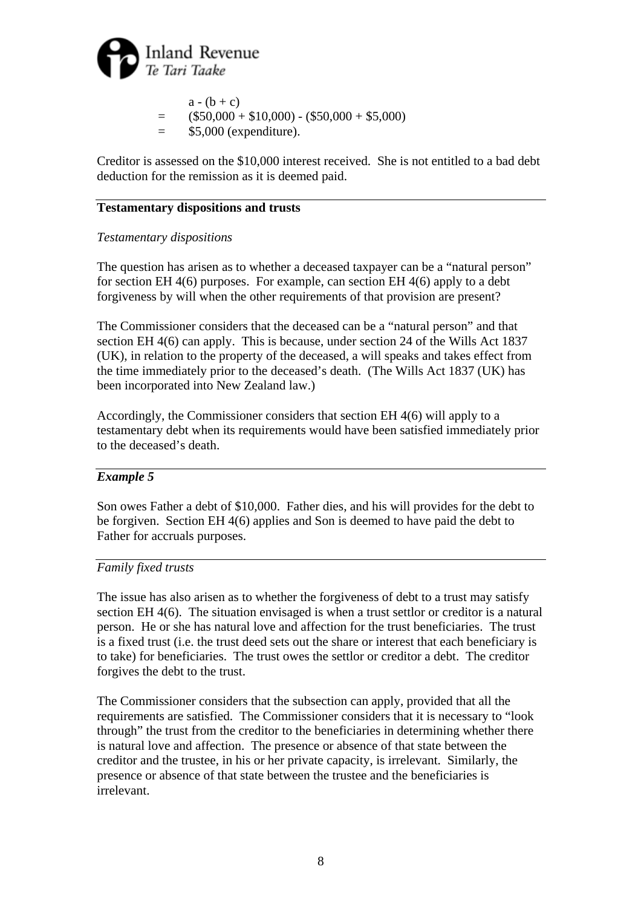a - (b + c)
= ($50,000 + $10,000) - ($50,000 + $5,000)
= $5,000 (expenditure).

Creditor is assessed on the $10,000 interest received. She is not entitled to a bad debt deduction for the remission as it is deemed paid.

---

**Testamentary dispositions and trusts**

*Testamentary dispositions*

The question has arisen as to whether a deceased taxpayer can be a "natural person" for section EH 4(6) purposes. For example, can section EH 4(6) apply to a debt forgiveness by will when the other requirements of that provision are present?

The Commissioner considers that the deceased can be a "natural person" and that section EH 4(6) can apply. This is because, under section 24 of the Wills Act 1837 (UK), in relation to the property of the deceased, a will speaks and takes effect from the time immediately prior to the deceased's death. (The Wills Act 1837 (UK) has been incorporated into New Zealand law.)

Accordingly, the Commissioner considers that section EH 4(6) will apply to a testamentary debt when its requirements would have been satisfied immediately prior to the deceased's death.

---

***Example 5***

Son owes Father a debt of $10,000. Father dies, and his will provides for the debt to be forgiven. Section EH 4(6) applies and Son is deemed to have paid the debt to Father for accruals purposes.

---

*Family fixed trusts*

The issue has also arisen as to whether the forgiveness of debt to a trust may satisfy section EH 4(6). The situation envisaged is when a trust settlor or creditor is a natural person. He or she has natural love and affection for the trust beneficiaries. The trust is a fixed trust (i.e. the trust deed sets out the share or interest that each beneficiary is to take) for beneficiaries. The trust owes the settlor or creditor a debt. The creditor forgives the debt to the trust.

The Commissioner considers that the subsection can apply, provided that all the requirements are satisfied. The Commissioner considers that it is necessary to "look through" the trust from the creditor to the beneficiaries in determining whether there is natural love and affection. The presence or absence of that state between the creditor and the trustee, in his or her private capacity, is irrelevant. Similarly, the presence or absence of that state between the trustee and the beneficiaries is irrelevant.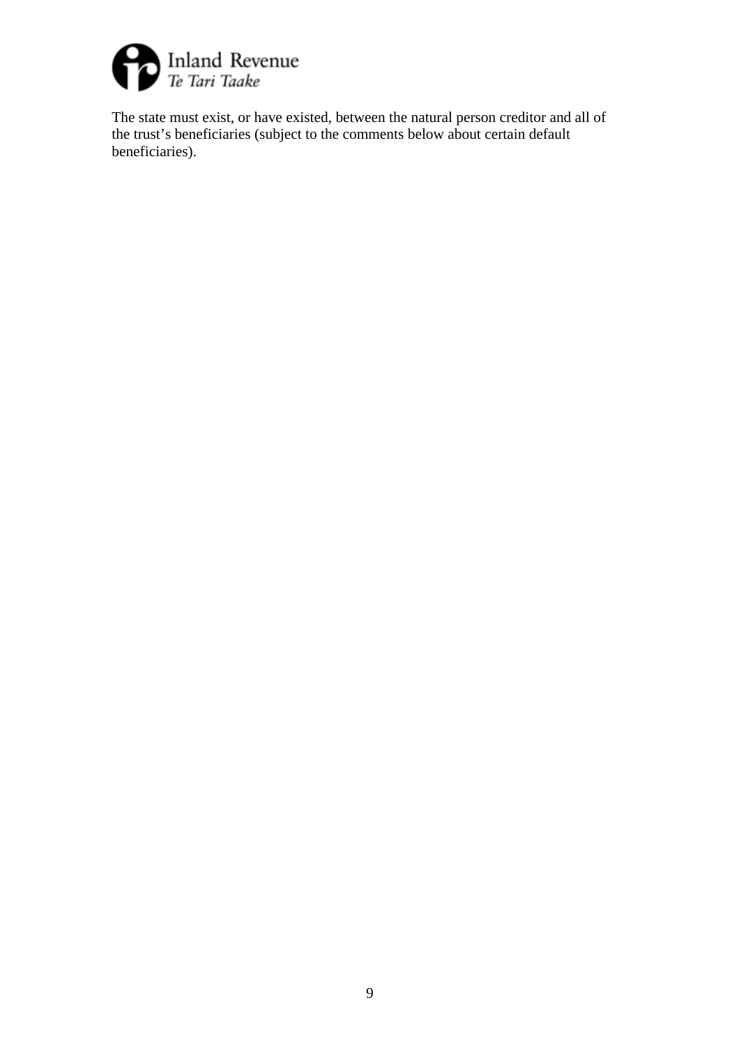The state must exist, or have existed, between the natural person creditor and all of the trust's beneficiaries (subject to the comments below about certain default beneficiaries).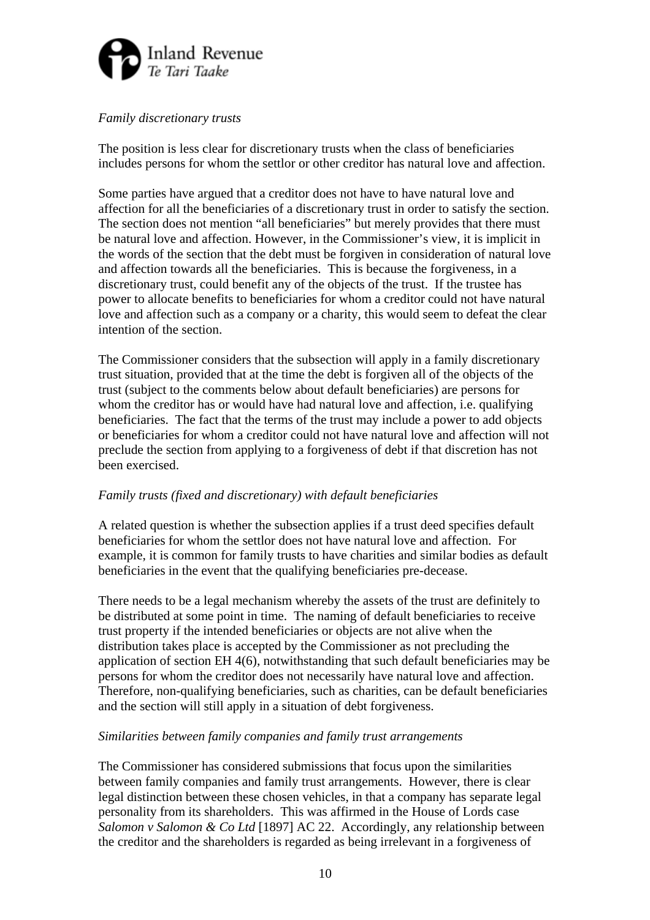*Family discretionary trusts*

The position is less clear for discretionary trusts when the class of beneficiaries includes persons for whom the settlor or other creditor has natural love and affection.

Some parties have argued that a creditor does not have to have natural love and affection for all the beneficiaries of a discretionary trust in order to satisfy the section. The section does not mention "all beneficiaries" but merely provides that there must be natural love and affection. However, in the Commissioner's view, it is implicit in the words of the section that the debt must be forgiven in consideration of natural love and affection towards all the beneficiaries. This is because the forgiveness, in a discretionary trust, could benefit any of the objects of the trust. If the trustee has power to allocate benefits to beneficiaries for whom a creditor could not have natural love and affection such as a company or a charity, this would seem to defeat the clear intention of the section.

The Commissioner considers that the subsection will apply in a family discretionary trust situation, provided that at the time the debt is forgiven all of the objects of the trust (subject to the comments below about default beneficiaries) are persons for whom the creditor has or would have had natural love and affection, i.e. qualifying beneficiaries. The fact that the terms of the trust may include a power to add objects or beneficiaries for whom a creditor could not have natural love and affection will not preclude the section from applying to a forgiveness of debt if that discretion has not been exercised.

*Family trusts (fixed and discretionary) with default beneficiaries*

A related question is whether the subsection applies if a trust deed specifies default beneficiaries for whom the settlor does not have natural love and affection. For example, it is common for family trusts to have charities and similar bodies as default beneficiaries in the event that the qualifying beneficiaries pre-decease.

There needs to be a legal mechanism whereby the assets of the trust are definitely to be distributed at some point in time. The naming of default beneficiaries to receive trust property if the intended beneficiaries or objects are not alive when the distribution takes place is accepted by the Commissioner as not precluding the application of section EH 4(6), notwithstanding that such default beneficiaries may be persons for whom the creditor does not necessarily have natural love and affection. Therefore, non-qualifying beneficiaries, such as charities, can be default beneficiaries and the section will still apply in a situation of debt forgiveness.

*Similarities between family companies and family trust arrangements*

The Commissioner has considered submissions that focus upon the similarities between family companies and family trust arrangements. However, there is clear legal distinction between these chosen vehicles, in that a company has separate legal personality from its shareholders. This was affirmed in the House of Lords case *Salomon v Salomon & Co Ltd* [1897] AC 22. Accordingly, any relationship between the creditor and the shareholders is regarded as being irrelevant in a forgiveness of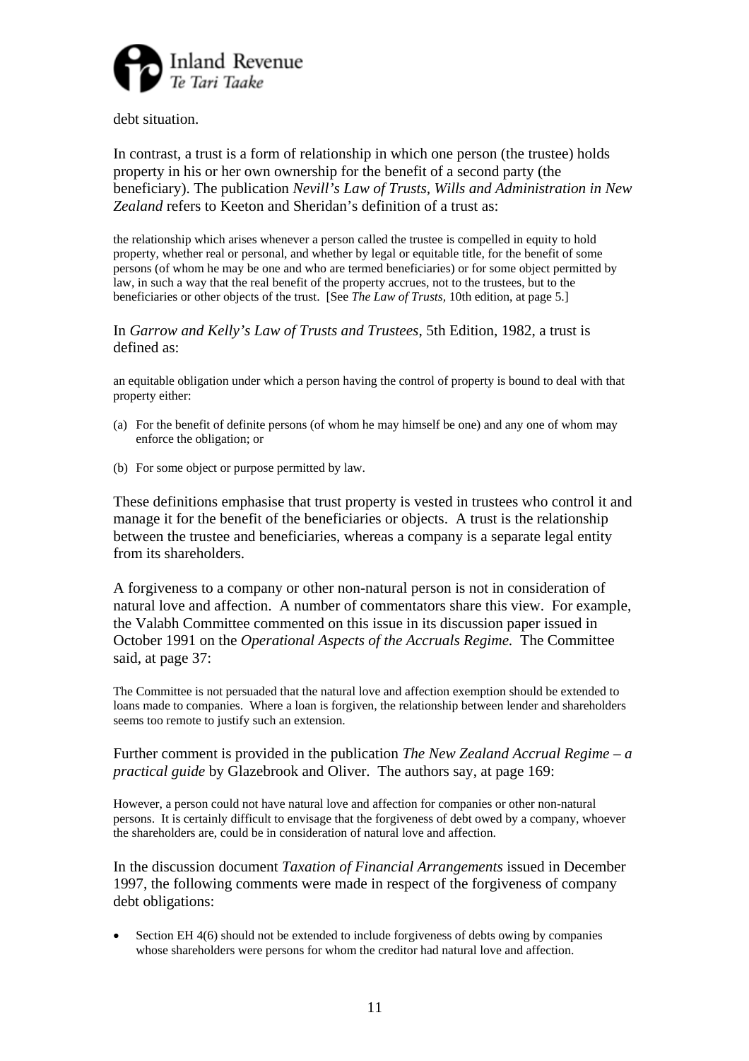debt situation.

In contrast, a trust is a form of relationship in which one person (the trustee) holds property in his or her own ownership for the benefit of a second party (the beneficiary). The publication *Nevill's Law of Trusts, Wills and Administration in New Zealand* refers to Keeton and Sheridan's definition of a trust as:

> the relationship which arises whenever a person called the trustee is compelled in equity to hold property, whether real or personal, and whether by legal or equitable title, for the benefit of some persons (of whom he may be one and who are termed beneficiaries) or for some object permitted by law, in such a way that the real benefit of the property accrues, not to the trustees, but to the beneficiaries or other objects of the trust. [See *The Law of Trusts*, 10th edition, at page 5.]

In *Garrow and Kelly's Law of Trusts and Trustees*, 5th Edition, 1982, a trust is defined as:

> an equitable obligation under which a person having the control of property is bound to deal with that property either:
>
> (a) For the benefit of definite persons (of whom he may himself be one) and any one of whom may enforce the obligation; or
>
> (b) For some object or purpose permitted by law.

These definitions emphasise that trust property is vested in trustees who control it and manage it for the benefit of the beneficiaries or objects. A trust is the relationship between the trustee and beneficiaries, whereas a company is a separate legal entity from its shareholders.

A forgiveness to a company or other non-natural person is not in consideration of natural love and affection. A number of commentators share this view. For example, the Valabh Committee commented on this issue in its discussion paper issued in October 1991 on the *Operational Aspects of the Accruals Regime.* The Committee said, at page 37:

> The Committee is not persuaded that the natural love and affection exemption should be extended to loans made to companies. Where a loan is forgiven, the relationship between lender and shareholders seems too remote to justify such an extension.

Further comment is provided in the publication *The New Zealand Accrual Regime – a practical guide* by Glazebrook and Oliver. The authors say, at page 169:

> However, a person could not have natural love and affection for companies or other non-natural persons. It is certainly difficult to envisage that the forgiveness of debt owed by a company, whoever the shareholders are, could be in consideration of natural love and affection.

In the discussion document *Taxation of Financial Arrangements* issued in December 1997, the following comments were made in respect of the forgiveness of company debt obligations:

- Section EH 4(6) should not be extended to include forgiveness of debts owing by companies whose shareholders were persons for whom the creditor had natural love and affection.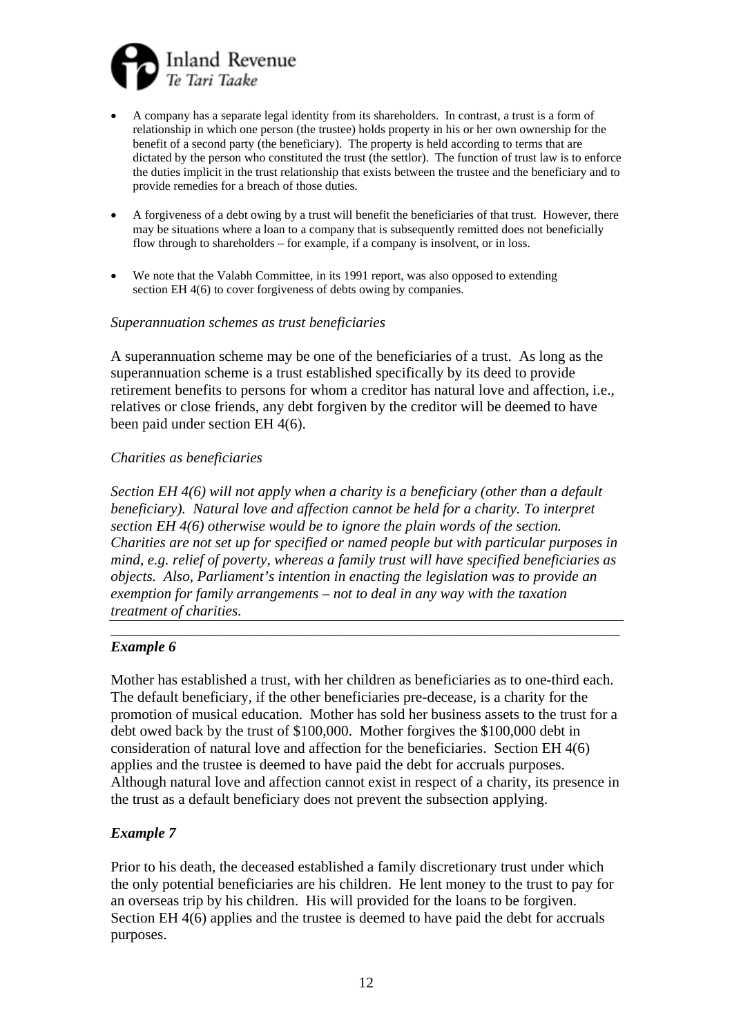- A company has a separate legal identity from its shareholders. In contrast, a trust is a form of relationship in which one person (the trustee) holds property in his or her own ownership for the benefit of a second party (the beneficiary). The property is held according to terms that are dictated by the person who constituted the trust (the settlor). The function of trust law is to enforce the duties implicit in the trust relationship that exists between the trustee and the beneficiary and to provide remedies for a breach of those duties.

- A forgiveness of a debt owing by a trust will benefit the beneficiaries of that trust. However, there may be situations where a loan to a company that is subsequently remitted does not beneficially flow through to shareholders – for example, if a company is insolvent, or in loss.

- We note that the Valabh Committee, in its 1991 report, was also opposed to extending section EH 4(6) to cover forgiveness of debts owing by companies.

*Superannuation schemes as trust beneficiaries*

A superannuation scheme may be one of the beneficiaries of a trust. As long as the superannuation scheme is a trust established specifically by its deed to provide retirement benefits to persons for whom a creditor has natural love and affection, i.e., relatives or close friends, any debt forgiven by the creditor will be deemed to have been paid under section EH 4(6).

*Charities as beneficiaries*

*Section EH 4(6) will not apply when a charity is a beneficiary (other than a default beneficiary). Natural love and affection cannot be held for a charity. To interpret section EH 4(6) otherwise would be to ignore the plain words of the section. Charities are not set up for specified or named people but with particular purposes in mind, e.g. relief of poverty, whereas a family trust will have specified beneficiaries as objects. Also, Parliament's intention in enacting the legislation was to provide an exemption for family arrangements – not to deal in any way with the taxation treatment of charities.*

---

***Example 6***

Mother has established a trust, with her children as beneficiaries as to one-third each. The default beneficiary, if the other beneficiaries pre-decease, is a charity for the promotion of musical education. Mother has sold her business assets to the trust for a debt owed back by the trust of $100,000. Mother forgives the $100,000 debt in consideration of natural love and affection for the beneficiaries. Section EH 4(6) applies and the trustee is deemed to have paid the debt for accruals purposes. Although natural love and affection cannot exist in respect of a charity, its presence in the trust as a default beneficiary does not prevent the subsection applying.

***Example 7***

Prior to his death, the deceased established a family discretionary trust under which the only potential beneficiaries are his children. He lent money to the trust to pay for an overseas trip by his children. His will provided for the loans to be forgiven. Section EH 4(6) applies and the trustee is deemed to have paid the debt for accruals purposes.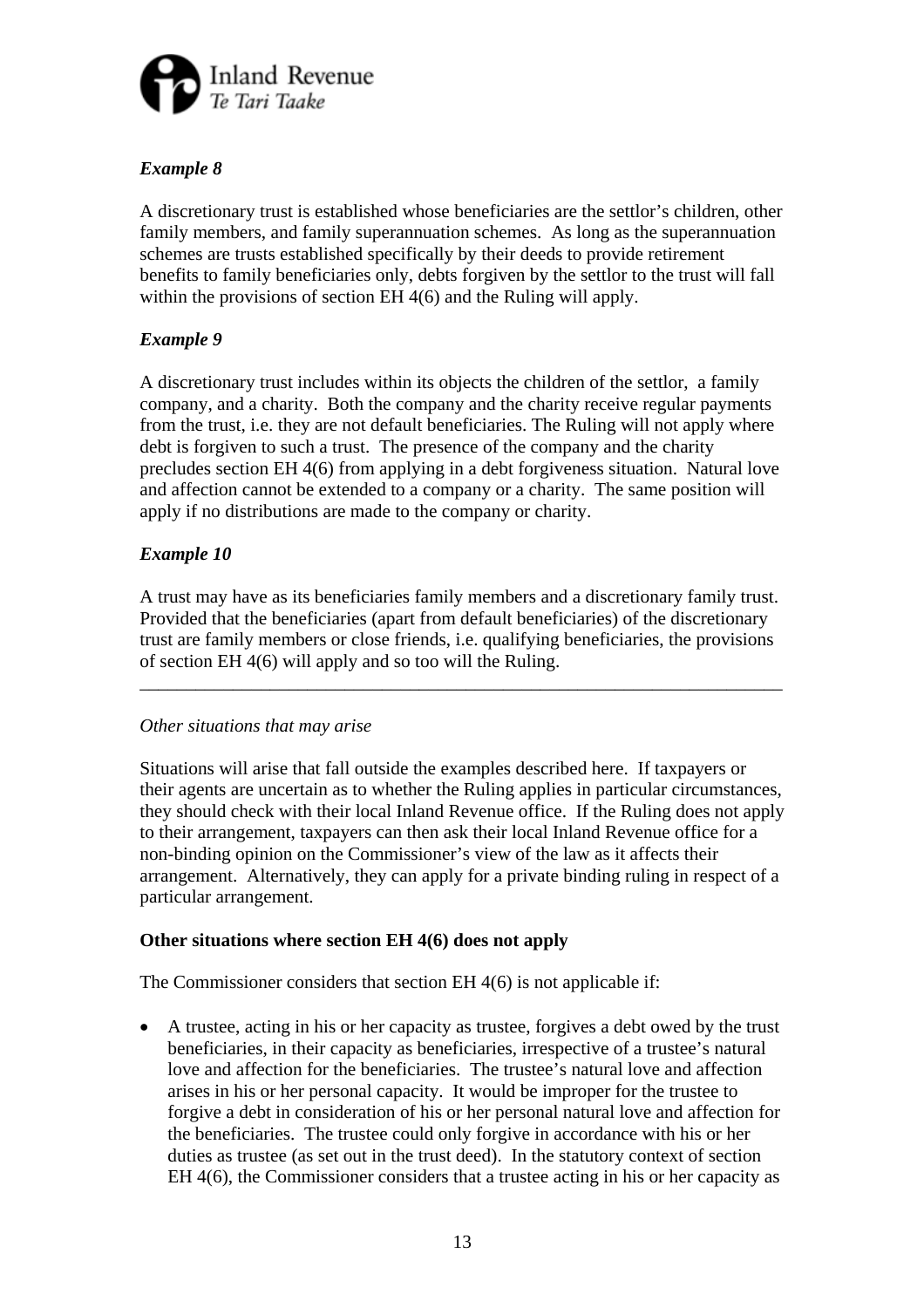### *Example 8*

A discretionary trust is established whose beneficiaries are the settlor's children, other family members, and family superannuation schemes. As long as the superannuation schemes are trusts established specifically by their deeds to provide retirement benefits to family beneficiaries only, debts forgiven by the settlor to the trust will fall within the provisions of section EH 4(6) and the Ruling will apply.

### *Example 9*

A discretionary trust includes within its objects the children of the settlor, a family company, and a charity. Both the company and the charity receive regular payments from the trust, i.e. they are not default beneficiaries. The Ruling will not apply where debt is forgiven to such a trust. The presence of the company and the charity precludes section EH 4(6) from applying in a debt forgiveness situation. Natural love and affection cannot be extended to a company or a charity. The same position will apply if no distributions are made to the company or charity.

### *Example 10*

A trust may have as its beneficiaries family members and a discretionary family trust. Provided that the beneficiaries (apart from default beneficiaries) of the discretionary trust are family members or close friends, i.e. qualifying beneficiaries, the provisions of section EH 4(6) will apply and so too will the Ruling.

---

*Other situations that may arise*

Situations will arise that fall outside the examples described here. If taxpayers or their agents are uncertain as to whether the Ruling applies in particular circumstances, they should check with their local Inland Revenue office. If the Ruling does not apply to their arrangement, taxpayers can then ask their local Inland Revenue office for a non-binding opinion on the Commissioner's view of the law as it affects their arrangement. Alternatively, they can apply for a private binding ruling in respect of a particular arrangement.

**Other situations where section EH 4(6) does not apply**

The Commissioner considers that section EH 4(6) is not applicable if:

- A trustee, acting in his or her capacity as trustee, forgives a debt owed by the trust beneficiaries, in their capacity as beneficiaries, irrespective of a trustee's natural love and affection for the beneficiaries. The trustee's natural love and affection arises in his or her personal capacity. It would be improper for the trustee to forgive a debt in consideration of his or her personal natural love and affection for the beneficiaries. The trustee could only forgive in accordance with his or her duties as trustee (as set out in the trust deed). In the statutory context of section EH 4(6), the Commissioner considers that a trustee acting in his or her capacity as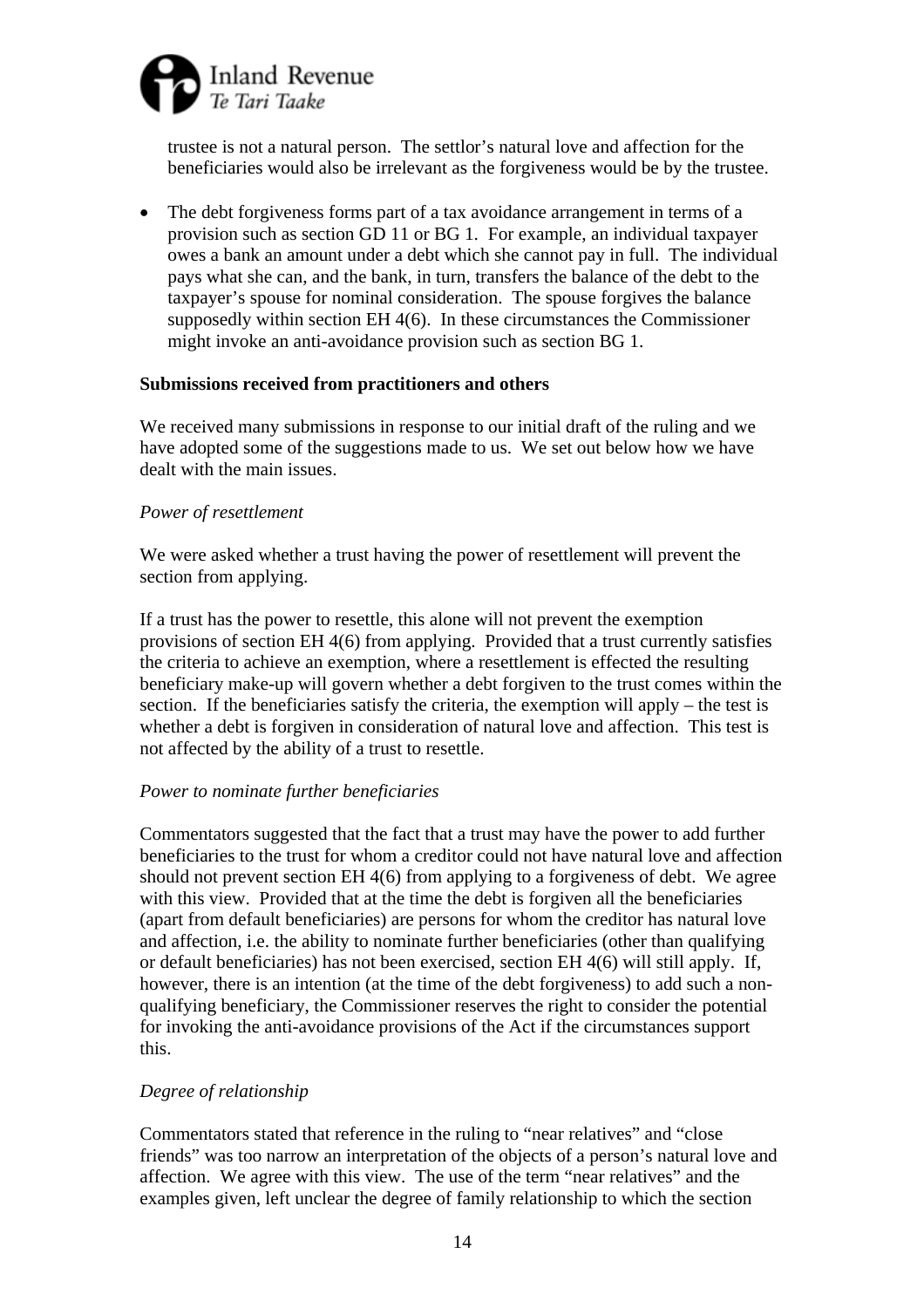trustee is not a natural person. The settlor's natural love and affection for the beneficiaries would also be irrelevant as the forgiveness would be by the trustee.

- The debt forgiveness forms part of a tax avoidance arrangement in terms of a provision such as section GD 11 or BG 1. For example, an individual taxpayer owes a bank an amount under a debt which she cannot pay in full. The individual pays what she can, and the bank, in turn, transfers the balance of the debt to the taxpayer's spouse for nominal consideration. The spouse forgives the balance supposedly within section EH 4(6). In these circumstances the Commissioner might invoke an anti-avoidance provision such as section BG 1.

**Submissions received from practitioners and others**

We received many submissions in response to our initial draft of the ruling and we have adopted some of the suggestions made to us. We set out below how we have dealt with the main issues.

*Power of resettlement*

We were asked whether a trust having the power of resettlement will prevent the section from applying.

If a trust has the power to resettle, this alone will not prevent the exemption provisions of section EH 4(6) from applying. Provided that a trust currently satisfies the criteria to achieve an exemption, where a resettlement is effected the resulting beneficiary make-up will govern whether a debt forgiven to the trust comes within the section. If the beneficiaries satisfy the criteria, the exemption will apply – the test is whether a debt is forgiven in consideration of natural love and affection. This test is not affected by the ability of a trust to resettle.

*Power to nominate further beneficiaries*

Commentators suggested that the fact that a trust may have the power to add further beneficiaries to the trust for whom a creditor could not have natural love and affection should not prevent section EH 4(6) from applying to a forgiveness of debt. We agree with this view. Provided that at the time the debt is forgiven all the beneficiaries (apart from default beneficiaries) are persons for whom the creditor has natural love and affection, i.e. the ability to nominate further beneficiaries (other than qualifying or default beneficiaries) has not been exercised, section EH 4(6) will still apply. If, however, there is an intention (at the time of the debt forgiveness) to add such a non-qualifying beneficiary, the Commissioner reserves the right to consider the potential for invoking the anti-avoidance provisions of the Act if the circumstances support this.

*Degree of relationship*

Commentators stated that reference in the ruling to "near relatives" and "close friends" was too narrow an interpretation of the objects of a person's natural love and affection. We agree with this view. The use of the term "near relatives" and the examples given, left unclear the degree of family relationship to which the section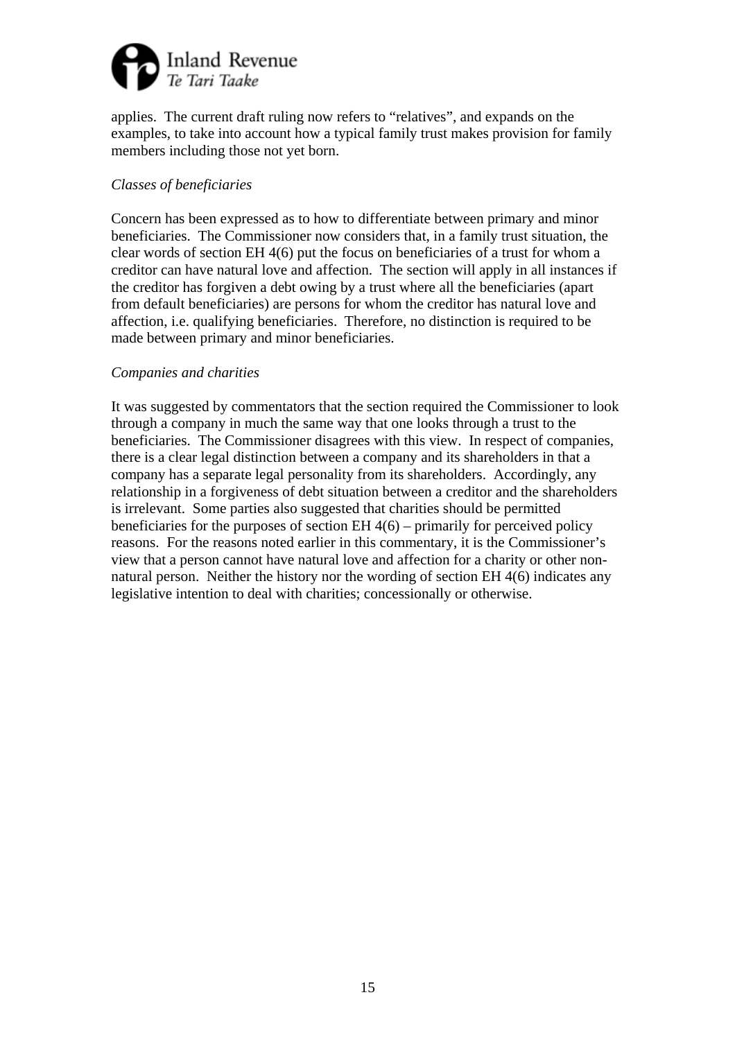applies. The current draft ruling now refers to "relatives", and expands on the examples, to take into account how a typical family trust makes provision for family members including those not yet born.

*Classes of beneficiaries*

Concern has been expressed as to how to differentiate between primary and minor beneficiaries. The Commissioner now considers that, in a family trust situation, the clear words of section EH 4(6) put the focus on beneficiaries of a trust for whom a creditor can have natural love and affection. The section will apply in all instances if the creditor has forgiven a debt owing by a trust where all the beneficiaries (apart from default beneficiaries) are persons for whom the creditor has natural love and affection, i.e. qualifying beneficiaries. Therefore, no distinction is required to be made between primary and minor beneficiaries.

*Companies and charities*

It was suggested by commentators that the section required the Commissioner to look through a company in much the same way that one looks through a trust to the beneficiaries. The Commissioner disagrees with this view. In respect of companies, there is a clear legal distinction between a company and its shareholders in that a company has a separate legal personality from its shareholders. Accordingly, any relationship in a forgiveness of debt situation between a creditor and the shareholders is irrelevant. Some parties also suggested that charities should be permitted beneficiaries for the purposes of section EH 4(6) – primarily for perceived policy reasons. For the reasons noted earlier in this commentary, it is the Commissioner's view that a person cannot have natural love and affection for a charity or other non-natural person. Neither the history nor the wording of section EH 4(6) indicates any legislative intention to deal with charities; concessionally or otherwise.